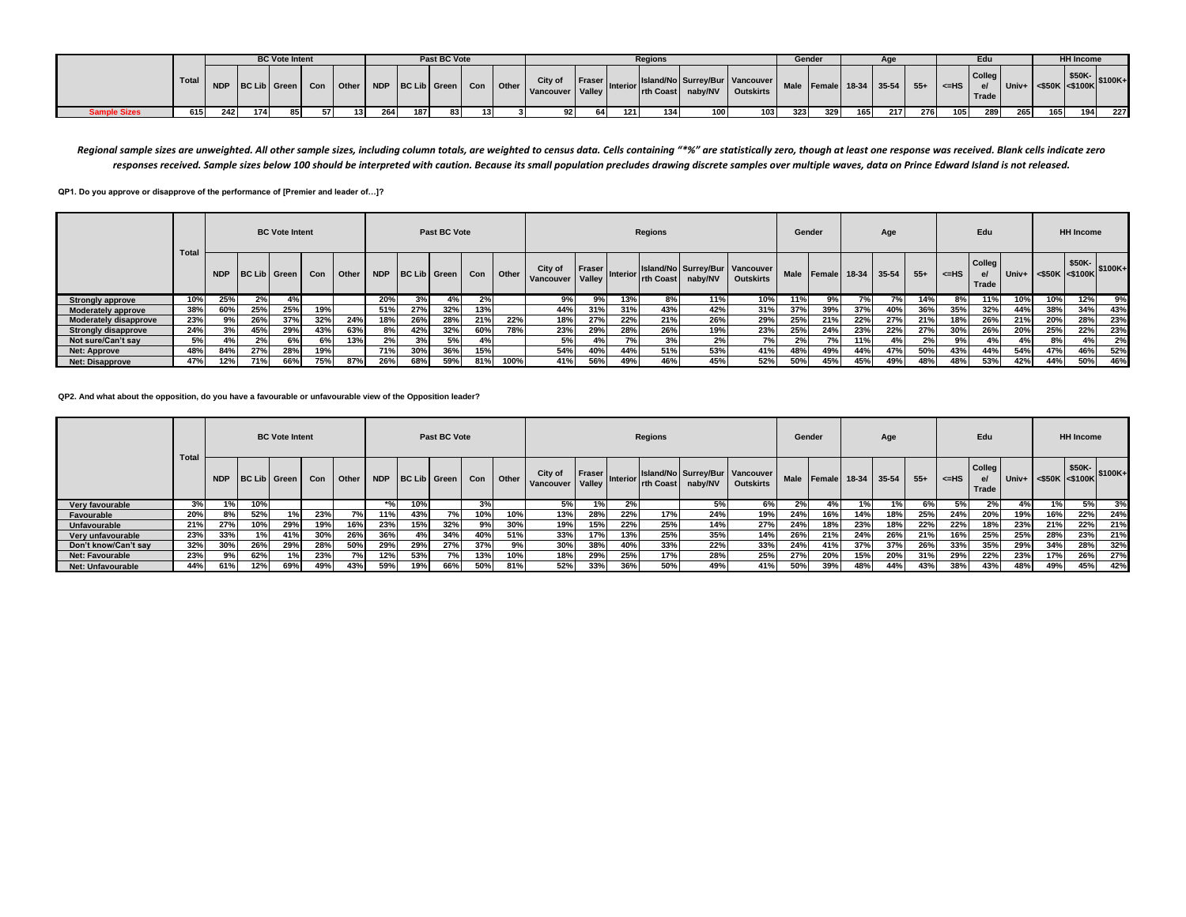| | Total | BC Vote Intent | | | | | Past BC Vote | | | | | Regions | | | | | | Gender | | Age | | | Edu | | | HH Income | | |
|---|---|---|---|---|---|---|---|---|---|---|---|---|---|---|---|---|---|---|---|---|---|---|---|---|---|---|---|---|
| | | NDP | BC Lib | Green | Con | Other | NDP | BC Lib | Green | Con | Other | City of Vancouver | Fraser Valley | Interior | Island/North Coast | Surrey/Burnaby/NV | Vancouver Outskirts | Male | Female | 18-34 | 35-54 | 55+ | <=HS | College/Trade | Univ+ | <$50K | $50K-<$100K | $100K+ |
| **Sample Sizes** | 615 | 242 | 174 | 85 | 57 | 13 | 264 | 187 | 83 | 13 | 3 | 92 | 64 | 121 | 134 | 100 | 103 | 323 | 329 | 165 | 217 | 276 | 105 | 289 | 265 | 165 | 194 | 227 |

*Regional sample sizes are unweighted. All other sample sizes, including column totals, are weighted to census data. Cells containing "*%" are statistically zero, though at least one response was received. Blank cells indicate zero responses received. Sample sizes below 100 should be interpreted with caution. Because its small population precludes drawing discrete samples over multiple waves, data on Prince Edward Island is not released.*

**QP1. Do you approve or disapprove of the performance of [Premier and leader of…]?**

| | Total | BC Vote Intent | | | | | Past BC Vote | | | | | Regions | | | | | | Gender | | Age | | | Edu | | | HH Income | | |
|---|---|---|---|---|---|---|---|---|---|---|---|---|---|---|---|---|---|---|---|---|---|---|---|---|---|---|---|---|
| | | NDP | BC Lib | Green | Con | Other | NDP | BC Lib | Green | Con | Other | City of Vancouver | Fraser Valley | Interior | Island/North Coast | Surrey/Burnaby/NV | Vancouver Outskirts | Male | Female | 18-34 | 35-54 | 55+ | <=HS | College/Trade | Univ+ | <$50K | $50K-<$100K | $100K+ |
| **Strongly approve** | 10% | 25% | 2% | 4% | | | 20% | 3% | 4% | 2% | | 9% | 9% | 13% | 8% | 11% | 10% | 11% | 9% | 7% | 7% | 14% | 8% | 11% | 10% | 10% | 12% | 9% |
| **Moderately approve** | 38% | 60% | 25% | 25% | 19% | | 51% | 27% | 32% | 13% | | 44% | 31% | 31% | 43% | 42% | 31% | 37% | 39% | 37% | 40% | 36% | 35% | 32% | 44% | 38% | 34% | 43% |
| **Moderately disapprove** | 23% | 9% | 26% | 37% | 32% | 24% | 18% | 26% | 28% | 21% | 22% | 18% | 27% | 22% | 21% | 26% | 29% | 25% | 21% | 22% | 27% | 21% | 18% | 26% | 21% | 20% | 28% | 23% |
| **Strongly disapprove** | 24% | 3% | 45% | 29% | 43% | 63% | 8% | 42% | 32% | 60% | 78% | 23% | 29% | 28% | 26% | 19% | 23% | 25% | 24% | 23% | 22% | 27% | 30% | 26% | 20% | 25% | 22% | 23% |
| **Not sure/Can't say** | 5% | 4% | 2% | 6% | 6% | 13% | 2% | 3% | 5% | 4% | | 5% | 4% | 7% | 3% | 2% | 7% | 2% | 7% | 11% | 4% | 2% | 9% | 4% | 4% | 8% | 4% | 2% |
| **Net: Approve** | 48% | 84% | 27% | 28% | 19% | | 71% | 30% | 36% | 15% | | 54% | 40% | 44% | 51% | 53% | 41% | 48% | 49% | 44% | 47% | 50% | 43% | 44% | 54% | 47% | 46% | 52% |
| **Net: Disapprove** | 47% | 12% | 71% | 66% | 75% | 87% | 26% | 68% | 59% | 81% | 100% | 41% | 56% | 49% | 46% | 45% | 52% | 50% | 45% | 45% | 49% | 48% | 48% | 53% | 42% | 44% | 50% | 46% |

**QP2. And what about the opposition, do you have a favourable or unfavourable view of the Opposition leader?**

| | Total | BC Vote Intent | | | | | Past BC Vote | | | | | Regions | | | | | | Gender | | Age | | | Edu | | | HH Income | | |
|---|---|---|---|---|---|---|---|---|---|---|---|---|---|---|---|---|---|---|---|---|---|---|---|---|---|---|---|---|
| | | NDP | BC Lib | Green | Con | Other | NDP | BC Lib | Green | Con | Other | City of Vancouver | Fraser Valley | Interior | Island/North Coast | Surrey/Burnaby/NV | Vancouver Outskirts | Male | Female | 18-34 | 35-54 | 55+ | <=HS | College/Trade | Univ+ | <$50K | $50K-<$100K | $100K+ |
| **Very favourable** | 3% | 1% | 10% | | | | *% | 10% | | 3% | | 5% | 1% | 2% | | 5% | 6% | 2% | 4% | 1% | 1% | 6% | 5% | 2% | 4% | 1% | 5% | 3% |
| **Favourable** | 20% | 8% | 52% | 1% | 23% | 7% | 11% | 43% | 7% | 10% | 10% | 13% | 28% | 22% | 17% | 24% | 19% | 24% | 16% | 14% | 18% | 25% | 24% | 20% | 19% | 16% | 22% | 24% |
| **Unfavourable** | 21% | 27% | 10% | 29% | 19% | 16% | 23% | 15% | 32% | 9% | 30% | 19% | 15% | 22% | 25% | 14% | 27% | 24% | 18% | 23% | 18% | 22% | 22% | 18% | 23% | 21% | 22% | 21% |
| **Very unfavourable** | 23% | 33% | 1% | 41% | 30% | 26% | 36% | 4% | 34% | 40% | 51% | 33% | 17% | 13% | 25% | 35% | 14% | 26% | 21% | 24% | 26% | 21% | 16% | 25% | 25% | 28% | 23% | 21% |
| **Don't know/Can't say** | 32% | 30% | 26% | 29% | 28% | 50% | 29% | 29% | 27% | 37% | 9% | 30% | 38% | 40% | 33% | 22% | 33% | 24% | 41% | 37% | 37% | 26% | 33% | 35% | 29% | 34% | 28% | 32% |
| **Net: Favourable** | 23% | 9% | 62% | 1% | 23% | 7% | 12% | 53% | 7% | 13% | 10% | 18% | 29% | 25% | 17% | 28% | 25% | 27% | 20% | 15% | 20% | 31% | 29% | 22% | 23% | 17% | 26% | 27% |
| **Net: Unfavourable** | 44% | 61% | 12% | 69% | 49% | 43% | 59% | 19% | 66% | 50% | 81% | 52% | 33% | 36% | 50% | 49% | 41% | 50% | 39% | 48% | 44% | 43% | 38% | 43% | 48% | 49% | 45% | 42% |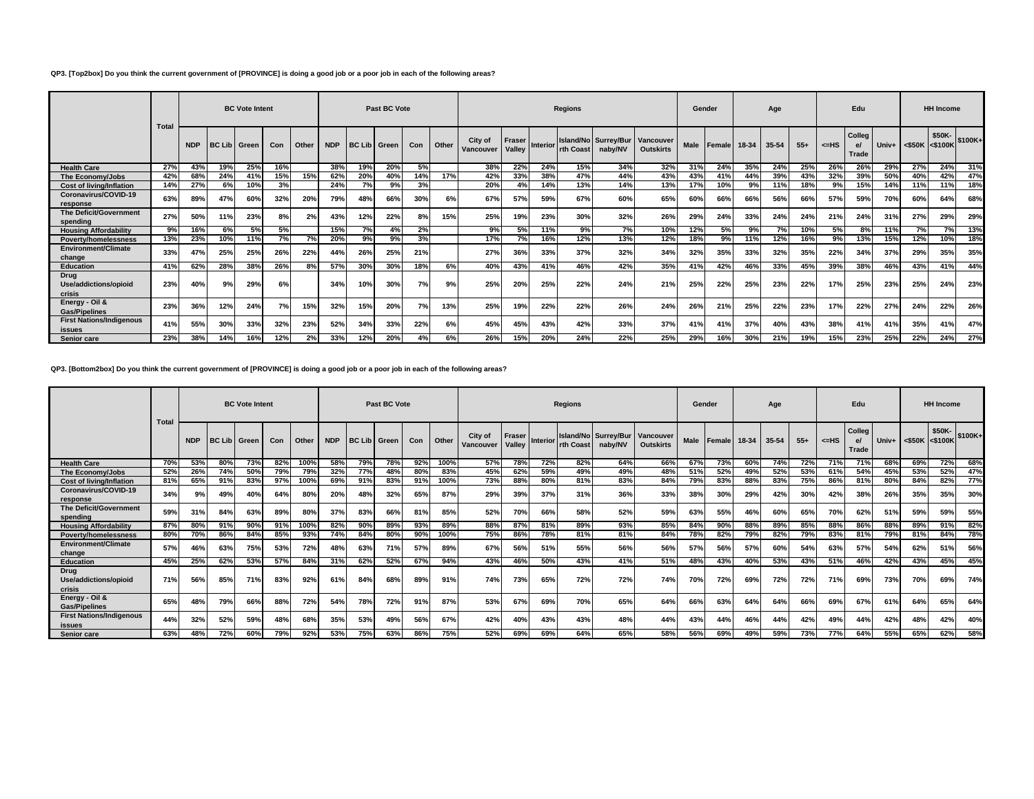**QP3. [Top2box] Do you think the current government of [PROVINCE] is doing a good job or a poor job in each of the following areas?**

| | Total | BC Vote Intent | | | | | Past BC Vote | | | | | Regions | | | | | | Gender | | Age | | | Edu | | | HH Income | | |
|---|---|---|---|---|---|---|---|---|---|---|---|---|---|---|---|---|---|---|---|---|---|---|---|---|---|---|---|---|
| | | NDP | BC Lib | Green | Con | Other | NDP | BC Lib | Green | Con | Other | City of Vancouver | Fraser Valley | Interior | Island/North Coast | Surrey/Burnaby/NV | Vancouver Outskirts | Male | Female | 18-34 | 35-54 | 55+ | <=HS | College/Trade | Univ+ | <$50K | $50K-<$100K | $100K+ |
| **Health Care** | 27% | 43% | 19% | 25% | 16% | | 38% | 19% | 20% | 5% | | 38% | 22% | 24% | 15% | 34% | 32% | 31% | 24% | 35% | 24% | 25% | 26% | 26% | 29% | 27% | 24% | 31% |
| **The Economy/Jobs** | 42% | 68% | 24% | 41% | 15% | 15% | 62% | 20% | 40% | 14% | 17% | 42% | 33% | 38% | 47% | 44% | 43% | 43% | 41% | 44% | 39% | 43% | 32% | 39% | 50% | 40% | 42% | 47% |
| **Cost of living/Inflation** | 14% | 27% | 6% | 10% | 3% | | 24% | 7% | 9% | 3% | | 20% | 4% | 14% | 13% | 14% | 13% | 17% | 10% | 9% | 11% | 18% | 9% | 15% | 14% | 11% | 11% | 18% |
| **Coronavirus/COVID-19 response** | 63% | 89% | 47% | 60% | 32% | 20% | 79% | 48% | 66% | 30% | 6% | 67% | 57% | 59% | 67% | 60% | 65% | 60% | 66% | 66% | 56% | 66% | 57% | 59% | 70% | 60% | 64% | 68% |
| **The Deficit/Government spending** | 27% | 50% | 11% | 23% | 8% | 2% | 43% | 12% | 22% | 8% | 15% | 25% | 19% | 23% | 30% | 32% | 26% | 29% | 24% | 33% | 24% | 24% | 21% | 24% | 31% | 27% | 29% | 29% |
| **Housing Affordability** | 9% | 16% | 6% | 5% | 5% | | 15% | 7% | 4% | 2% | | 9% | 5% | 11% | 9% | 7% | 10% | 12% | 5% | 9% | 7% | 10% | 5% | 8% | 11% | 7% | 7% | 13% |
| **Poverty/homelessness** | 13% | 23% | 10% | 11% | 7% | 7% | 20% | 9% | 9% | 3% | | 17% | 7% | 16% | 12% | 13% | 12% | 18% | 9% | 11% | 12% | 16% | 9% | 13% | 15% | 12% | 10% | 18% |
| **Environment/Climate change** | 33% | 47% | 25% | 25% | 26% | 22% | 44% | 26% | 25% | 21% | | 27% | 36% | 33% | 37% | 32% | 34% | 32% | 35% | 33% | 24% | 35% | 22% | 34% | 37% | 29% | 35% | 35% |
| **Education** | 41% | 62% | 28% | 38% | 26% | 8% | 57% | 30% | 30% | 18% | 6% | 40% | 43% | 41% | 46% | 42% | 35% | 41% | 42% | 46% | 33% | 45% | 39% | 38% | 46% | 43% | 41% | 44% |
| **Drug Use/addictions/opioid crisis** | 23% | 40% | 9% | 29% | 6% | | 34% | 10% | 30% | 7% | 9% | 25% | 20% | 25% | 22% | 24% | 21% | 25% | 22% | 25% | 23% | 22% | 17% | 25% | 23% | 25% | 24% | 23% |
| **Energy - Oil & Gas/Pipelines** | 23% | 36% | 12% | 24% | 7% | 15% | 32% | 15% | 20% | 7% | 13% | 25% | 19% | 22% | 22% | 26% | 24% | 26% | 21% | 25% | 22% | 23% | 17% | 22% | 27% | 24% | 22% | 26% |
| **First Nations/Indigenous issues** | 41% | 55% | 30% | 33% | 32% | 23% | 52% | 34% | 33% | 22% | 6% | 45% | 45% | 43% | 42% | 33% | 37% | 41% | 41% | 37% | 40% | 43% | 38% | 41% | 41% | 35% | 41% | 47% |
| **Senior care** | 23% | 38% | 14% | 16% | 12% | 2% | 33% | 12% | 20% | 4% | 6% | 26% | 15% | 20% | 24% | 22% | 25% | 29% | 16% | 30% | 21% | 19% | 15% | 23% | 25% | 22% | 24% | 27% |

**QP3. [Bottom2box] Do you think the current government of [PROVINCE] is doing a good job or a poor job in each of the following areas?**

| | Total | BC Vote Intent | | | | | Past BC Vote | | | | | Regions | | | | | | Gender | | Age | | | Edu | | | HH Income | | |
|---|---|---|---|---|---|---|---|---|---|---|---|---|---|---|---|---|---|---|---|---|---|---|---|---|---|---|---|---|
| | | NDP | BC Lib | Green | Con | Other | NDP | BC Lib | Green | Con | Other | City of Vancouver | Fraser Valley | Interior | Island/North Coast | Surrey/Burnaby/NV | Vancouver Outskirts | Male | Female | 18-34 | 35-54 | 55+ | <=HS | College/Trade | Univ+ | <$50K | $50K-<$100K | $100K+ |
| **Health Care** | 70% | 53% | 80% | 73% | 82% | 100% | 58% | 79% | 78% | 92% | 100% | 57% | 78% | 72% | 82% | 64% | 66% | 67% | 73% | 60% | 74% | 72% | 71% | 71% | 68% | 69% | 72% | 68% |
| **The Economy/Jobs** | 52% | 26% | 74% | 50% | 79% | 79% | 32% | 77% | 48% | 80% | 83% | 45% | 62% | 59% | 49% | 49% | 48% | 51% | 52% | 49% | 52% | 53% | 61% | 54% | 45% | 53% | 52% | 47% |
| **Cost of living/Inflation** | 81% | 65% | 91% | 83% | 97% | 100% | 69% | 91% | 83% | 91% | 100% | 73% | 88% | 80% | 81% | 83% | 84% | 79% | 83% | 88% | 83% | 75% | 86% | 81% | 80% | 84% | 82% | 77% |
| **Coronavirus/COVID-19 response** | 34% | 9% | 49% | 40% | 64% | 80% | 20% | 48% | 32% | 65% | 87% | 29% | 39% | 37% | 31% | 36% | 33% | 38% | 30% | 29% | 42% | 30% | 42% | 38% | 26% | 35% | 35% | 30% |
| **The Deficit/Government spending** | 59% | 31% | 84% | 63% | 89% | 80% | 37% | 83% | 66% | 81% | 85% | 52% | 70% | 66% | 58% | 52% | 59% | 63% | 55% | 46% | 60% | 65% | 70% | 62% | 51% | 59% | 59% | 55% |
| **Housing Affordability** | 87% | 80% | 91% | 90% | 91% | 100% | 82% | 90% | 89% | 93% | 89% | 88% | 87% | 81% | 89% | 93% | 85% | 84% | 90% | 88% | 89% | 85% | 88% | 86% | 88% | 89% | 91% | 82% |
| **Poverty/homelessness** | 80% | 70% | 86% | 84% | 85% | 93% | 74% | 84% | 80% | 90% | 100% | 75% | 86% | 78% | 81% | 81% | 84% | 78% | 82% | 79% | 82% | 79% | 83% | 81% | 79% | 81% | 84% | 78% |
| **Environment/Climate change** | 57% | 46% | 63% | 75% | 53% | 72% | 48% | 63% | 71% | 57% | 89% | 67% | 56% | 51% | 55% | 56% | 56% | 57% | 56% | 57% | 60% | 54% | 63% | 57% | 54% | 62% | 51% | 56% |
| **Education** | 45% | 25% | 62% | 53% | 57% | 84% | 31% | 62% | 52% | 67% | 94% | 43% | 46% | 50% | 43% | 41% | 51% | 48% | 43% | 40% | 53% | 43% | 51% | 46% | 42% | 43% | 45% | 45% |
| **Drug Use/addictions/opioid crisis** | 71% | 56% | 85% | 71% | 83% | 92% | 61% | 84% | 68% | 89% | 91% | 74% | 73% | 65% | 72% | 72% | 74% | 70% | 72% | 69% | 72% | 72% | 71% | 69% | 73% | 70% | 69% | 74% |
| **Energy - Oil & Gas/Pipelines** | 65% | 48% | 79% | 66% | 88% | 72% | 54% | 78% | 72% | 91% | 87% | 53% | 67% | 69% | 70% | 65% | 64% | 66% | 63% | 64% | 64% | 66% | 69% | 67% | 61% | 64% | 65% | 64% |
| **First Nations/Indigenous issues** | 44% | 32% | 52% | 59% | 48% | 68% | 35% | 53% | 49% | 56% | 67% | 42% | 40% | 43% | 43% | 48% | 44% | 43% | 44% | 46% | 44% | 42% | 49% | 44% | 42% | 48% | 42% | 40% |
| **Senior care** | 63% | 48% | 72% | 60% | 79% | 92% | 53% | 75% | 63% | 86% | 75% | 52% | 69% | 69% | 64% | 65% | 58% | 56% | 69% | 49% | 59% | 73% | 77% | 64% | 55% | 65% | 62% | 58% |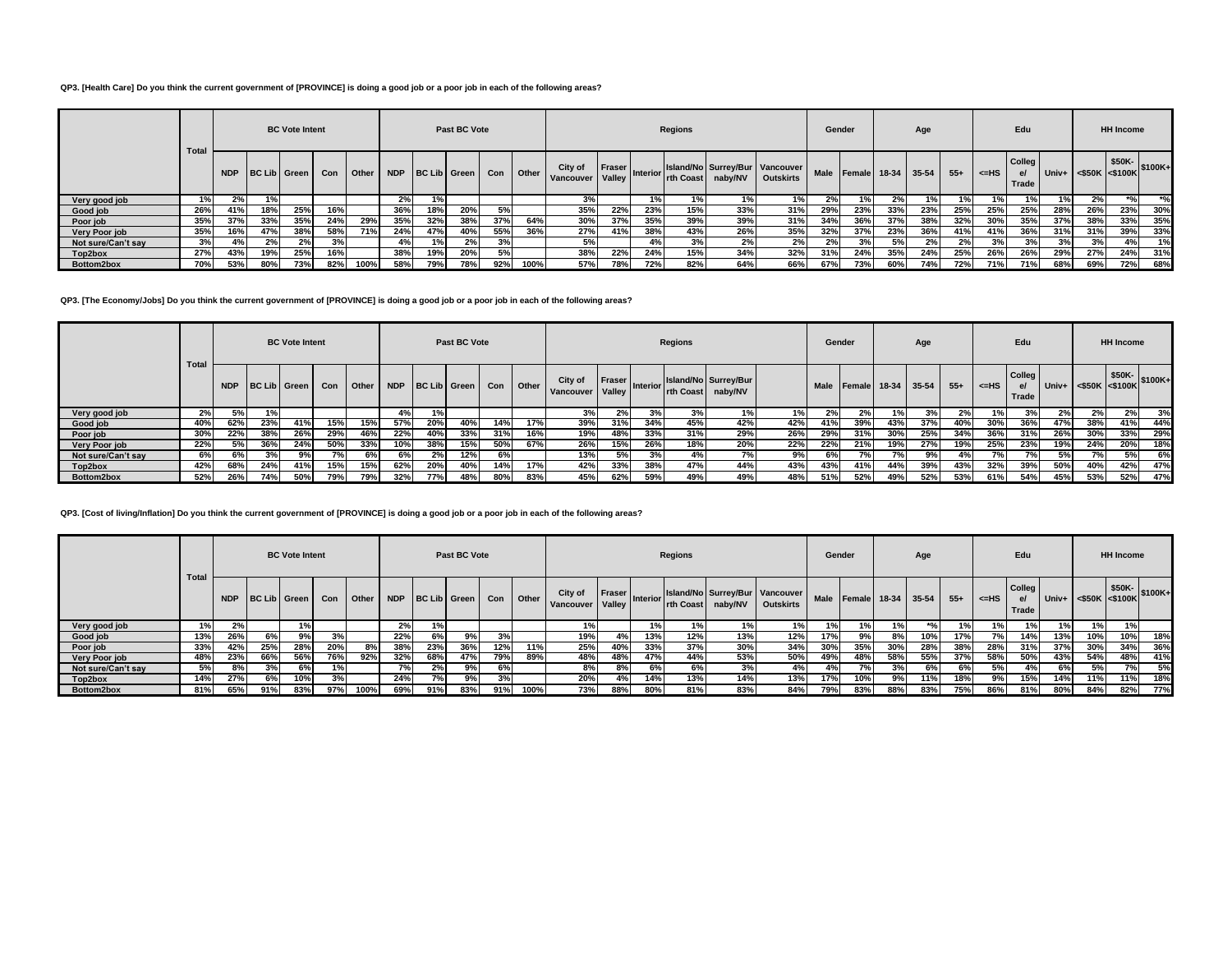**QP3. [Health Care] Do you think the current government of [PROVINCE] is doing a good job or a poor job in each of the following areas?**

| | Total | BC Vote Intent | | | | | Past BC Vote | | | | | Regions | | | | | | Gender | | Age | | | Edu | | | HH Income | | |
|---|---|---|---|---|---|---|---|---|---|---|---|---|---|---|---|---|---|---|---|---|---|---|---|---|---|---|---|---|
| | | NDP | BC Lib | Green | Con | Other | NDP | BC Lib | Green | Con | Other | City of Vancouver | Fraser Valley | Interior | Island/North Coast | Surrey/Burnaby/NV | Vancouver Outskirts | Male | Female | 18-34 | 35-54 | 55+ | <=HS | College/Trade | Univ+ | <$50K | $50K-<$100K | $100K+ |
| Very good job | 1% | 2% | 1% | | | | 2% | 1% | | | | 3% | | 1% | 1% | 1% | 1% | 2% | 1% | 2% | 1% | 1% | 1% | 1% | 1% | 2% | *% | *% |
| Good job | 26% | 41% | 18% | 25% | 16% | | 36% | 18% | 20% | 5% | | 35% | 22% | 23% | 15% | 33% | 31% | 29% | 23% | 33% | 23% | 25% | 25% | 25% | 28% | 26% | 23% | 30% |
| Poor job | 35% | 37% | 33% | 35% | 24% | 29% | 35% | 32% | 38% | 37% | 64% | 30% | 37% | 35% | 39% | 39% | 31% | 34% | 36% | 37% | 38% | 32% | 30% | 35% | 37% | 38% | 33% | 35% |
| Very Poor job | 35% | 16% | 47% | 38% | 58% | 71% | 24% | 47% | 40% | 55% | 36% | 27% | 41% | 38% | 43% | 26% | 35% | 32% | 37% | 23% | 36% | 41% | 41% | 36% | 31% | 31% | 39% | 33% |
| Not sure/Can't say | 3% | 4% | 2% | 2% | 3% | | 4% | 1% | 2% | 3% | | 5% | | 4% | 3% | 2% | 2% | 2% | 3% | 5% | 2% | 2% | 3% | 3% | 3% | 3% | 4% | 1% |
| Top2box | 27% | 43% | 19% | 25% | 16% | | 38% | 19% | 20% | 5% | | 38% | 22% | 24% | 15% | 34% | 32% | 31% | 24% | 35% | 24% | 25% | 26% | 26% | 29% | 27% | 24% | 31% |
| Bottom2box | 70% | 53% | 80% | 73% | 82% | 100% | 58% | 79% | 78% | 92% | 100% | 57% | 78% | 72% | 82% | 64% | 66% | 67% | 73% | 60% | 74% | 72% | 71% | 71% | 68% | 69% | 72% | 68% |

**QP3. [The Economy/Jobs] Do you think the current government of [PROVINCE] is doing a good job or a poor job in each of the following areas?**

| | Total | BC Vote Intent | | | | | Past BC Vote | | | | | Regions | | | | | | Gender | | Age | | | Edu | | | HH Income | | |
|---|---|---|---|---|---|---|---|---|---|---|---|---|---|---|---|---|---|---|---|---|---|---|---|---|---|---|---|---|
| | | NDP | BC Lib | Green | Con | Other | NDP | BC Lib | Green | Con | Other | City of Vancouver | Fraser Valley | Interior | Island/North Coast | Surrey/Burnaby/NV | | Male | Female | 18-34 | 35-54 | 55+ | <=HS | College/Trade | Univ+ | <$50K | $50K-<$100K | $100K+ |
| Very good job | 2% | 5% | 1% | | | | 4% | 1% | | | | 3% | 2% | 3% | 3% | 1% | 1% | 2% | 2% | 1% | 3% | 2% | 1% | 3% | 2% | 2% | 2% | 3% |
| Good job | 40% | 62% | 23% | 41% | 15% | 15% | 57% | 20% | 40% | 14% | 17% | 39% | 31% | 34% | 45% | 42% | 42% | 41% | 39% | 43% | 37% | 40% | 30% | 36% | 47% | 38% | 41% | 44% |
| Poor job | 30% | 22% | 38% | 26% | 29% | 46% | 22% | 40% | 33% | 31% | 16% | 19% | 48% | 33% | 31% | 29% | 26% | 29% | 31% | 30% | 25% | 34% | 36% | 31% | 26% | 30% | 33% | 29% |
| Very Poor job | 22% | 5% | 36% | 24% | 50% | 33% | 10% | 38% | 15% | 50% | 67% | 26% | 15% | 26% | 18% | 20% | 22% | 22% | 21% | 19% | 27% | 19% | 25% | 23% | 19% | 24% | 20% | 18% |
| Not sure/Can't say | 6% | 6% | 3% | 9% | 7% | 6% | 6% | 2% | 12% | 6% | | 13% | 5% | 3% | 4% | 7% | 9% | 6% | 7% | 7% | 9% | 4% | 7% | 7% | 5% | 7% | 5% | 6% |
| Top2box | 42% | 68% | 24% | 41% | 15% | 15% | 62% | 20% | 40% | 14% | 17% | 42% | 33% | 38% | 47% | 44% | 43% | 43% | 41% | 44% | 39% | 43% | 32% | 39% | 50% | 40% | 42% | 47% |
| Bottom2box | 52% | 26% | 74% | 50% | 79% | 79% | 32% | 77% | 48% | 80% | 83% | 45% | 62% | 59% | 49% | 49% | 48% | 51% | 52% | 49% | 52% | 53% | 61% | 54% | 45% | 53% | 52% | 47% |

**QP3. [Cost of living/Inflation] Do you think the current government of [PROVINCE] is doing a good job or a poor job in each of the following areas?**

| | Total | BC Vote Intent | | | | | Past BC Vote | | | | | Regions | | | | | | Gender | | Age | | | Edu | | | HH Income | | |
|---|---|---|---|---|---|---|---|---|---|---|---|---|---|---|---|---|---|---|---|---|---|---|---|---|---|---|---|---|
| | | NDP | BC Lib | Green | Con | Other | NDP | BC Lib | Green | Con | Other | City of Vancouver | Fraser Valley | Interior | Island/North Coast | Surrey/Burnaby/NV | Vancouver Outskirts | Male | Female | 18-34 | 35-54 | 55+ | <=HS | College/Trade | Univ+ | <$50K | $50K-<$100K | $100K+ |
| Very good job | 1% | 2% | | 1% | | | 2% | 1% | | | | 1% | | 1% | 1% | 1% | 1% | 1% | 1% | 1% | *% | 1% | 1% | 1% | 1% | 1% | 1% | |
| Good job | 13% | 26% | 6% | 9% | 3% | | 22% | 6% | 9% | 3% | | 19% | 4% | 13% | 12% | 13% | 12% | 17% | 9% | 8% | 10% | 17% | 7% | 14% | 13% | 10% | 10% | 18% |
| Poor job | 33% | 42% | 25% | 28% | 20% | 8% | 38% | 23% | 36% | 12% | 11% | 25% | 40% | 33% | 37% | 30% | 34% | 30% | 35% | 30% | 28% | 38% | 28% | 31% | 37% | 30% | 34% | 36% |
| Very Poor job | 48% | 23% | 66% | 56% | 76% | 92% | 32% | 68% | 47% | 79% | 89% | 48% | 48% | 47% | 44% | 53% | 50% | 49% | 48% | 58% | 55% | 37% | 58% | 50% | 43% | 54% | 48% | 41% |
| Not sure/Can't say | 5% | 8% | 3% | 6% | 1% | | 7% | 2% | 9% | 6% | | 8% | 8% | 6% | 6% | 3% | 4% | 4% | 7% | 3% | 6% | 6% | 5% | 4% | 6% | 5% | 7% | 5% |
| Top2box | 14% | 27% | 6% | 10% | 3% | | 24% | 7% | 9% | 3% | | 20% | 4% | 14% | 13% | 14% | 13% | 17% | 10% | 9% | 11% | 18% | 9% | 15% | 14% | 11% | 11% | 18% |
| Bottom2box | 81% | 65% | 91% | 83% | 97% | 100% | 69% | 91% | 83% | 91% | 100% | 73% | 88% | 80% | 81% | 83% | 84% | 79% | 83% | 88% | 83% | 75% | 86% | 81% | 80% | 84% | 82% | 77% |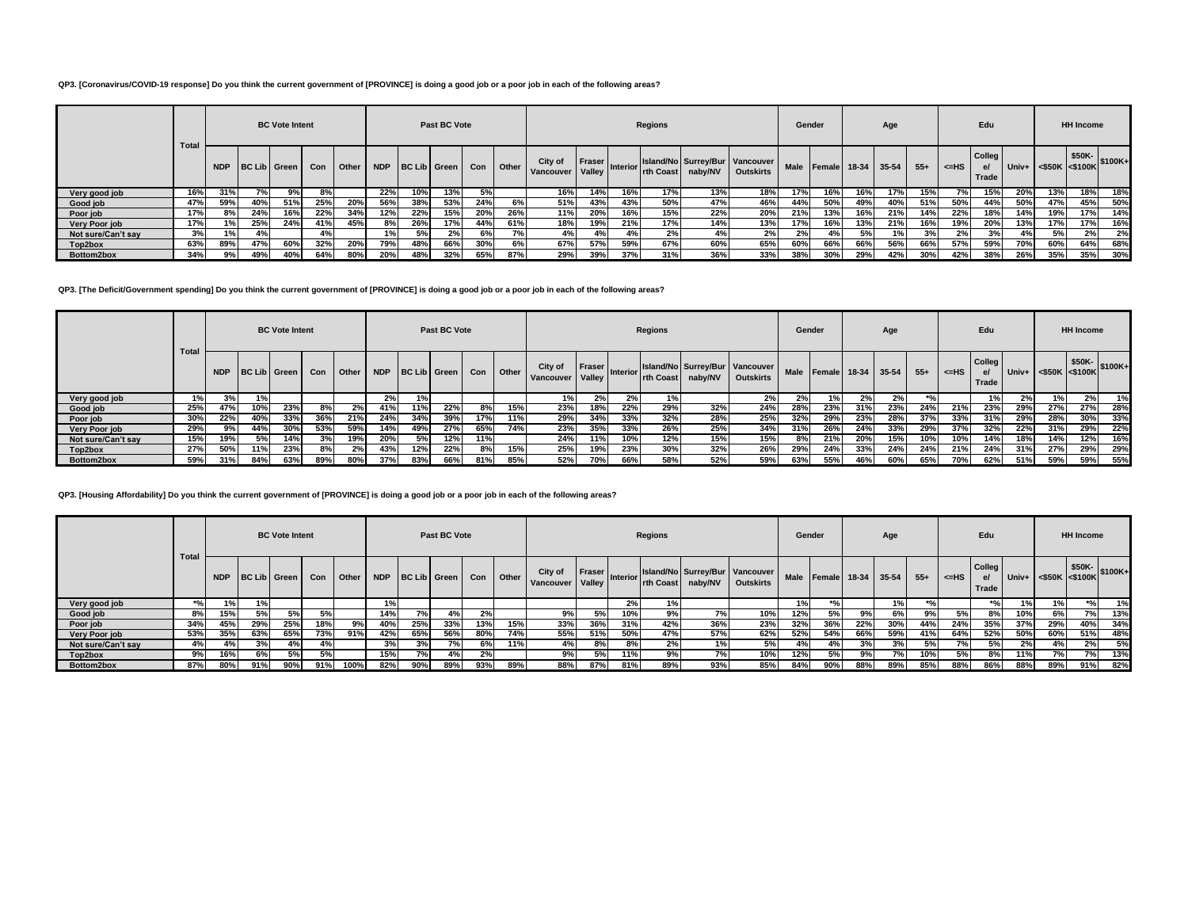**QP3. [Coronavirus/COVID-19 response] Do you think the current government of [PROVINCE] is doing a good job or a poor job in each of the following areas?**

| | Total | BC Vote Intent | | | | | Past BC Vote | | | | | Regions | | | | | | Gender | | Age | | | Edu | | | HH Income | | |
|---|---|---|---|---|---|---|---|---|---|---|---|---|---|---|---|---|---|---|---|---|---|---|---|---|---|---|---|---|
| | | NDP | BC Lib | Green | Con | Other | NDP | BC Lib | Green | Con | Other | City of Vancouver | Fraser Valley | Interior | Island/North Coast | Surrey/Burnaby/NV | Vancouver Outskirts | Male | Female | 18-34 | 35-54 | 55+ | <=HS | College/Trade | Univ+ | <$50K | $50K-<$100K | $100K+ |
| Very good job | 16% | 31% | 7% | 9% | 8% | | 22% | 10% | 13% | 5% | | 16% | 14% | 16% | 17% | 13% | 18% | 17% | 16% | 16% | 17% | 15% | 7% | 15% | 20% | 13% | 18% | 18% |
| Good job | 47% | 59% | 40% | 51% | 25% | 20% | 56% | 38% | 53% | 24% | 6% | 51% | 43% | 43% | 50% | 47% | 46% | 44% | 50% | 49% | 40% | 51% | 50% | 44% | 50% | 47% | 45% | 50% |
| Poor job | 17% | 8% | 24% | 16% | 22% | 34% | 12% | 22% | 15% | 20% | 26% | 11% | 20% | 16% | 15% | 22% | 20% | 21% | 13% | 16% | 21% | 14% | 22% | 18% | 14% | 19% | 17% | 14% |
| Very Poor job | 17% | 1% | 25% | 24% | 41% | 45% | 8% | 26% | 17% | 44% | 61% | 18% | 19% | 21% | 17% | 14% | 13% | 17% | 16% | 13% | 21% | 16% | 19% | 20% | 13% | 17% | 17% | 16% |
| Not sure/Can't say | 3% | 1% | 4% | | 4% | | 1% | 5% | 2% | 6% | 7% | 4% | 4% | 4% | 2% | 4% | 2% | 2% | 4% | 5% | 1% | 3% | 2% | 3% | 4% | 5% | 2% | 2% |
| Top2box | 63% | 89% | 47% | 60% | 32% | 20% | 79% | 48% | 66% | 30% | 6% | 67% | 57% | 59% | 67% | 60% | 65% | 60% | 66% | 66% | 56% | 66% | 57% | 59% | 70% | 60% | 64% | 68% |
| Bottom2box | 34% | 9% | 49% | 40% | 64% | 80% | 20% | 48% | 32% | 65% | 87% | 29% | 39% | 37% | 31% | 36% | 33% | 38% | 30% | 29% | 42% | 30% | 42% | 38% | 26% | 35% | 35% | 30% |

**QP3. [The Deficit/Government spending] Do you think the current government of [PROVINCE] is doing a good job or a poor job in each of the following areas?**

| | Total | BC Vote Intent | | | | | Past BC Vote | | | | | Regions | | | | | | Gender | | Age | | | Edu | | | HH Income | | |
|---|---|---|---|---|---|---|---|---|---|---|---|---|---|---|---|---|---|---|---|---|---|---|---|---|---|---|---|---|
| | | NDP | BC Lib | Green | Con | Other | NDP | BC Lib | Green | Con | Other | City of Vancouver | Fraser Valley | Interior | Island/North Coast | Surrey/Burnaby/NV | Vancouver Outskirts | Male | Female | 18-34 | 35-54 | 55+ | <=HS | College/Trade | Univ+ | <$50K | $50K-<$100K | $100K+ |
| Very good job | 1% | 3% | 1% | | | | 2% | 1% | | | | 1% | 2% | 2% | 1% | | 2% | 2% | 1% | 2% | 2% | *% | | 1% | 2% | 1% | 2% | 1% |
| Good job | 25% | 47% | 10% | 23% | 8% | 2% | 41% | 11% | 22% | 8% | 15% | 23% | 18% | 22% | 29% | 32% | 24% | 28% | 23% | 31% | 23% | 24% | 21% | 23% | 29% | 27% | 27% | 28% |
| Poor job | 30% | 22% | 40% | 33% | 36% | 21% | 24% | 34% | 39% | 17% | 11% | 29% | 34% | 33% | 32% | 28% | 25% | 32% | 29% | 23% | 28% | 37% | 33% | 31% | 29% | 28% | 30% | 33% |
| Very Poor job | 29% | 9% | 44% | 30% | 53% | 59% | 14% | 49% | 27% | 65% | 74% | 23% | 35% | 33% | 26% | 25% | 34% | 31% | 26% | 24% | 33% | 29% | 37% | 32% | 22% | 31% | 29% | 22% |
| Not sure/Can't say | 15% | 19% | 5% | 14% | 3% | 19% | 20% | 5% | 12% | 11% | | 24% | 11% | 10% | 12% | 15% | 15% | 8% | 21% | 20% | 15% | 10% | 10% | 14% | 18% | 14% | 12% | 16% |
| Top2box | 27% | 50% | 11% | 23% | 8% | 2% | 43% | 12% | 22% | 8% | 15% | 25% | 19% | 23% | 30% | 32% | 26% | 29% | 24% | 33% | 24% | 24% | 21% | 24% | 31% | 27% | 29% | 29% |
| Bottom2box | 59% | 31% | 84% | 63% | 89% | 80% | 37% | 83% | 66% | 81% | 85% | 52% | 70% | 66% | 58% | 52% | 59% | 63% | 55% | 46% | 60% | 65% | 70% | 62% | 51% | 59% | 59% | 55% |

**QP3. [Housing Affordability] Do you think the current government of [PROVINCE] is doing a good job or a poor job in each of the following areas?**

| | Total | BC Vote Intent | | | | | Past BC Vote | | | | | Regions | | | | | | Gender | | Age | | | Edu | | | HH Income | | |
|---|---|---|---|---|---|---|---|---|---|---|---|---|---|---|---|---|---|---|---|---|---|---|---|---|---|---|---|---|
| | | NDP | BC Lib | Green | Con | Other | NDP | BC Lib | Green | Con | Other | City of Vancouver | Fraser Valley | Interior | Island/North Coast | Surrey/Burnaby/NV | Vancouver Outskirts | Male | Female | 18-34 | 35-54 | 55+ | <=HS | College/Trade | Univ+ | <$50K | $50K-<$100K | $100K+ |
| Very good job | *% | 1% | 1% | | | | 1% | | | | | | | 2% | 1% | | | 1% | *% | | 1% | *% | | *% | 1% | 1% | *% | 1% |
| Good job | 8% | 15% | 5% | 5% | 5% | | 14% | 7% | 4% | 2% | | 9% | 5% | 10% | 9% | 7% | 10% | 12% | 5% | 9% | 6% | 9% | 5% | 8% | 10% | 6% | 7% | 13% |
| Poor job | 34% | 45% | 29% | 25% | 18% | 9% | 40% | 25% | 33% | 13% | 15% | 33% | 36% | 31% | 42% | 36% | 23% | 32% | 36% | 22% | 30% | 44% | 24% | 35% | 37% | 29% | 40% | 34% |
| Very Poor job | 53% | 35% | 63% | 65% | 73% | 91% | 42% | 65% | 56% | 80% | 74% | 55% | 51% | 50% | 47% | 57% | 62% | 52% | 54% | 66% | 59% | 41% | 64% | 52% | 50% | 60% | 51% | 48% |
| Not sure/Can't say | 4% | 4% | 3% | 4% | 4% | | 3% | 3% | 7% | 6% | 11% | 4% | 8% | 8% | 2% | 1% | 5% | 4% | 4% | 3% | 3% | 5% | 7% | 5% | 2% | 4% | 2% | 5% |
| Top2box | 9% | 16% | 6% | 5% | 5% | | 15% | 7% | 4% | 2% | | 9% | 5% | 11% | 9% | 7% | 10% | 12% | 5% | 9% | 7% | 10% | 5% | 8% | 11% | 7% | 7% | 13% |
| Bottom2box | 87% | 80% | 91% | 90% | 91% | 100% | 82% | 90% | 89% | 93% | 89% | 88% | 87% | 81% | 89% | 93% | 85% | 84% | 90% | 88% | 89% | 85% | 88% | 86% | 88% | 89% | 91% | 82% |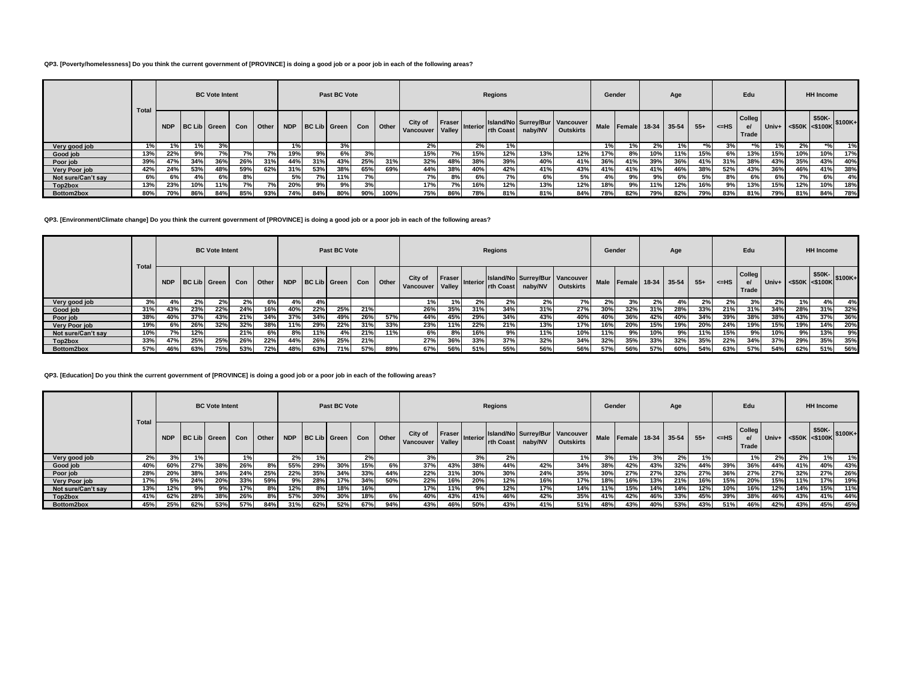**QP3. [Poverty/homelessness] Do you think the current government of [PROVINCE] is doing a good job or a poor job in each of the following areas?**

| | Total | BC Vote Intent | | | | | Past BC Vote | | | | | Regions | | | | | | Gender | | Age | | | Edu | | | HH Income | | |
|---|---|---|---|---|---|---|---|---|---|---|---|---|---|---|---|---|---|---|---|---|---|---|---|---|---|---|---|---|
| | | NDP | BC Lib | Green | Con | Other | NDP | BC Lib | Green | Con | Other | City of Vancouver | Fraser Valley | Interior | Island/North Coast | Surrey/Burnaby/NV | Vancouver Outskirts | Male | Female | 18-34 | 35-54 | 55+ | <=HS | College/Trade | Univ+ | <$50K | $50K-<$100K | $100K+ |
| Very good job | 1% | 1% | 1% | 3% | | | 1% | | 3% | | | 2% | | 2% | 1% | | | 1% | 1% | 2% | 1% | *% | 3% | *% | 1% | 2% | *% | 1% |
| Good job | 13% | 22% | 9% | 7% | 7% | 7% | 19% | 9% | 6% | 3% | | 15% | 7% | 15% | 12% | 13% | 12% | 17% | 8% | 10% | 11% | 15% | 6% | 13% | 15% | 10% | 10% | 17% |
| Poor job | 39% | 47% | 34% | 36% | 26% | 31% | 44% | 31% | 43% | 25% | 31% | 32% | 48% | 38% | 39% | 40% | 41% | 36% | 41% | 39% | 36% | 41% | 31% | 38% | 43% | 35% | 43% | 40% |
| Very Poor job | 42% | 24% | 53% | 48% | 59% | 62% | 31% | 53% | 38% | 65% | 69% | 44% | 38% | 40% | 42% | 41% | 43% | 41% | 41% | 41% | 46% | 38% | 52% | 43% | 36% | 46% | 41% | 38% |
| Not sure/Can't say | 6% | 6% | 4% | 6% | 8% | | 5% | 7% | 11% | 7% | | 7% | 8% | 6% | 7% | 6% | 5% | 4% | 9% | 9% | 6% | 5% | 8% | 6% | 6% | 7% | 6% | 4% |
| Top2box | 13% | 23% | 10% | 11% | 7% | 7% | 20% | 9% | 9% | 3% | | 17% | 7% | 16% | 12% | 13% | 12% | 18% | 9% | 11% | 12% | 16% | 9% | 13% | 15% | 12% | 10% | 18% |
| Bottom2box | 80% | 70% | 86% | 84% | 85% | 93% | 74% | 84% | 80% | 90% | 100% | 75% | 86% | 78% | 81% | 81% | 84% | 78% | 82% | 79% | 82% | 79% | 83% | 81% | 79% | 81% | 84% | 78% |

**QP3. [Environment/Climate change] Do you think the current government of [PROVINCE] is doing a good job or a poor job in each of the following areas?**

| | Total | BC Vote Intent | | | | | Past BC Vote | | | | | Regions | | | | | | Gender | | Age | | | Edu | | | HH Income | | |
|---|---|---|---|---|---|---|---|---|---|---|---|---|---|---|---|---|---|---|---|---|---|---|---|---|---|---|---|---|
| | | NDP | BC Lib | Green | Con | Other | NDP | BC Lib | Green | Con | Other | City of Vancouver | Fraser Valley | Interior | Island/North Coast | Surrey/Burnaby/NV | Vancouver Outskirts | Male | Female | 18-34 | 35-54 | 55+ | <=HS | College/Trade | Univ+ | <$50K | $50K-<$100K | $100K+ |
| Very good job | 3% | 4% | 2% | 2% | 2% | 6% | 4% | 4% | | | | 1% | 1% | 2% | 2% | 2% | 7% | 2% | 3% | 2% | 4% | 2% | 2% | 3% | 2% | 1% | 4% | 4% |
| Good job | 31% | 43% | 23% | 22% | 24% | 16% | 40% | 22% | 25% | 21% | | 26% | 35% | 31% | 34% | 31% | 27% | 30% | 32% | 31% | 28% | 33% | 21% | 31% | 34% | 28% | 31% | 32% |
| Poor job | 38% | 40% | 37% | 43% | 21% | 34% | 37% | 34% | 49% | 26% | 57% | 44% | 45% | 29% | 34% | 43% | 40% | 40% | 36% | 42% | 40% | 34% | 39% | 38% | 38% | 43% | 37% | 36% |
| Very Poor job | 19% | 6% | 26% | 32% | 32% | 38% | 11% | 29% | 22% | 31% | 33% | 23% | 11% | 22% | 21% | 13% | 17% | 16% | 20% | 15% | 19% | 20% | 24% | 19% | 15% | 19% | 14% | 20% |
| Not sure/Can't say | 10% | 7% | 12% | | 21% | 6% | 8% | 11% | 4% | 21% | 11% | 6% | 8% | 16% | 9% | 11% | 10% | 11% | 9% | 10% | 9% | 11% | 15% | 9% | 10% | 9% | 13% | 9% |
| Top2box | 33% | 47% | 25% | 25% | 26% | 22% | 44% | 26% | 25% | 21% | | 27% | 36% | 33% | 37% | 32% | 34% | 32% | 35% | 33% | 32% | 35% | 22% | 34% | 37% | 29% | 35% | 35% |
| Bottom2box | 57% | 46% | 63% | 75% | 53% | 72% | 48% | 63% | 71% | 57% | 89% | 67% | 56% | 51% | 55% | 56% | 56% | 57% | 56% | 57% | 60% | 54% | 63% | 57% | 54% | 62% | 51% | 56% |

**QP3. [Education] Do you think the current government of [PROVINCE] is doing a good job or a poor job in each of the following areas?**

| | Total | BC Vote Intent | | | | | Past BC Vote | | | | | Regions | | | | | | Gender | | Age | | | Edu | | | HH Income | | |
|---|---|---|---|---|---|---|---|---|---|---|---|---|---|---|---|---|---|---|---|---|---|---|---|---|---|---|---|---|
| | | NDP | BC Lib | Green | Con | Other | NDP | BC Lib | Green | Con | Other | City of Vancouver | Fraser Valley | Interior | Island/North Coast | Surrey/Burnaby/NV | Vancouver Outskirts | Male | Female | 18-34 | 35-54 | 55+ | <=HS | College/Trade | Univ+ | <$50K | $50K-<$100K | $100K+ |
| Very good job | 2% | 3% | 1% | | 1% | | 2% | 1% | | 2% | | 3% | | 3% | 2% | | 1% | 3% | 1% | 3% | 2% | 1% | | 1% | 2% | 2% | 1% | 1% |
| Good job | 40% | 60% | 27% | 38% | 26% | 8% | 55% | 29% | 30% | 15% | 6% | 37% | 43% | 38% | 44% | 42% | 34% | 38% | 42% | 43% | 32% | 44% | 39% | 36% | 44% | 41% | 40% | 43% |
| Poor job | 28% | 20% | 38% | 34% | 24% | 25% | 22% | 35% | 34% | 33% | 44% | 22% | 31% | 30% | 30% | 24% | 35% | 30% | 27% | 27% | 32% | 27% | 36% | 27% | 27% | 32% | 27% | 26% |
| Very Poor job | 17% | 5% | 24% | 20% | 33% | 59% | 9% | 28% | 17% | 34% | 50% | 22% | 16% | 20% | 12% | 16% | 17% | 18% | 16% | 13% | 21% | 16% | 15% | 20% | 15% | 11% | 17% | 19% |
| Not sure/Can't say | 13% | 12% | 9% | 9% | 17% | 8% | 12% | 8% | 18% | 16% | | 17% | 11% | 9% | 12% | 17% | 14% | 11% | 15% | 14% | 14% | 12% | 10% | 16% | 12% | 14% | 15% | 11% |
| Top2box | 41% | 62% | 28% | 38% | 26% | 8% | 57% | 30% | 30% | 18% | 6% | 40% | 43% | 41% | 46% | 42% | 35% | 41% | 42% | 46% | 33% | 45% | 39% | 38% | 46% | 43% | 41% | 44% |
| Bottom2box | 45% | 25% | 62% | 53% | 57% | 84% | 31% | 62% | 52% | 67% | 94% | 43% | 46% | 50% | 43% | 41% | 51% | 48% | 43% | 40% | 53% | 43% | 51% | 46% | 42% | 43% | 45% | 45% |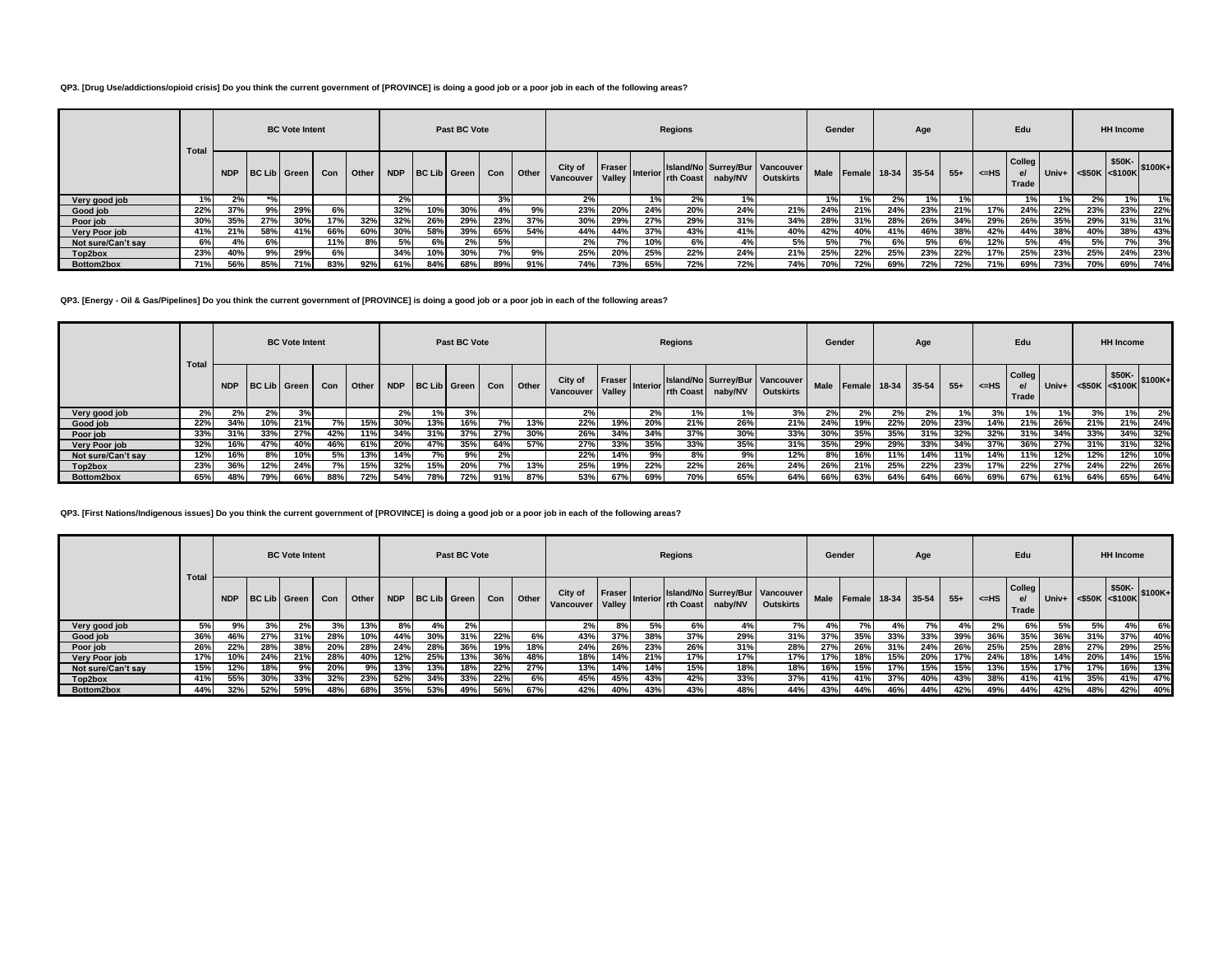**QP3. [Drug Use/addictions/opioid crisis] Do you think the current government of [PROVINCE] is doing a good job or a poor job in each of the following areas?**

| | Total | BC Vote Intent | | | | | Past BC Vote | | | | | Regions | | | | | | Gender | | Age | | | Edu | | | HH Income | | |
|---|---|---|---|---|---|---|---|---|---|---|---|---|---|---|---|---|---|---|---|---|---|---|---|---|---|---|---|---|
| | | NDP | BC Lib | Green | Con | Other | NDP | BC Lib | Green | Con | Other | City of Vancouver | Fraser Valley | Interior | Island/North Coast | Surrey/Burnaby/NV | Vancouver Outskirts | Male | Female | 18-34 | 35-54 | 55+ | <=HS | College/Trade | Univ+ | <$50K | $50K-<$100K | $100K+ |
| Very good job | 1% | 2% | *% | | | | 2% | | | 3% | | 2% | | 1% | 2% | 1% | | 1% | 1% | 2% | 1% | 1% | | 1% | 1% | 2% | 1% | 1% |
| Good job | 22% | 37% | 9% | 29% | 6% | | 32% | 10% | 30% | 4% | 9% | 23% | 20% | 24% | 20% | 24% | 21% | 24% | 21% | 24% | 23% | 21% | 17% | 24% | 22% | 23% | 23% | 22% |
| Poor job | 30% | 35% | 27% | 30% | 17% | 32% | 32% | 26% | 29% | 23% | 37% | 30% | 29% | 27% | 29% | 31% | 34% | 28% | 31% | 28% | 26% | 34% | 29% | 26% | 35% | 29% | 31% | 31% |
| Very Poor job | 41% | 21% | 58% | 41% | 66% | 60% | 30% | 58% | 39% | 65% | 54% | 44% | 44% | 37% | 43% | 41% | 40% | 42% | 40% | 41% | 46% | 38% | 42% | 44% | 38% | 40% | 38% | 43% |
| Not sure/Can't say | 6% | 4% | 6% | | 11% | 8% | 5% | 6% | 2% | 5% | | 2% | 7% | 10% | 6% | 4% | 5% | 5% | 7% | 6% | 5% | 6% | 12% | 5% | 4% | 5% | 7% | 3% |
| Top2box | 23% | 40% | 9% | 29% | 6% | | 34% | 10% | 30% | 7% | 9% | 25% | 20% | 25% | 22% | 24% | 21% | 25% | 22% | 25% | 23% | 22% | 17% | 25% | 23% | 25% | 24% | 23% |
| Bottom2box | 71% | 56% | 85% | 71% | 83% | 92% | 61% | 84% | 68% | 89% | 91% | 74% | 73% | 65% | 72% | 72% | 74% | 70% | 72% | 69% | 72% | 72% | 71% | 69% | 73% | 70% | 69% | 74% |

**QP3. [Energy - Oil & Gas/Pipelines] Do you think the current government of [PROVINCE] is doing a good job or a poor job in each of the following areas?**

| | Total | BC Vote Intent | | | | | Past BC Vote | | | | | Regions | | | | | | Gender | | Age | | | Edu | | | HH Income | | |
|---|---|---|---|---|---|---|---|---|---|---|---|---|---|---|---|---|---|---|---|---|---|---|---|---|---|---|---|---|
| | | NDP | BC Lib | Green | Con | Other | NDP | BC Lib | Green | Con | Other | City of Vancouver | Fraser Valley | Interior | Island/North Coast | Surrey/Burnaby/NV | Vancouver Outskirts | Male | Female | 18-34 | 35-54 | 55+ | <=HS | College/Trade | Univ+ | <$50K | $50K-<$100K | $100K+ |
| Very good job | 2% | 2% | 2% | 3% | | | 2% | 1% | 3% | | | 2% | | 2% | 1% | 1% | 3% | 2% | 2% | 2% | 2% | 1% | 3% | 1% | 1% | 3% | 1% | 2% |
| Good job | 22% | 34% | 10% | 21% | 7% | 15% | 30% | 13% | 16% | 7% | 13% | 22% | 19% | 20% | 21% | 26% | 21% | 24% | 19% | 22% | 20% | 23% | 14% | 21% | 26% | 21% | 21% | 24% |
| Poor job | 33% | 31% | 33% | 27% | 42% | 11% | 34% | 31% | 37% | 27% | 30% | 26% | 34% | 34% | 37% | 30% | 33% | 30% | 35% | 35% | 31% | 32% | 32% | 31% | 34% | 33% | 34% | 32% |
| Very Poor job | 32% | 16% | 47% | 40% | 46% | 61% | 20% | 47% | 35% | 64% | 57% | 27% | 33% | 35% | 33% | 35% | 31% | 35% | 29% | 29% | 33% | 34% | 37% | 36% | 27% | 31% | 31% | 32% |
| Not sure/Can't say | 12% | 16% | 8% | 10% | 5% | 13% | 14% | 7% | 9% | 2% | | 22% | 14% | 9% | 8% | 9% | 12% | 8% | 16% | 11% | 14% | 11% | 14% | 11% | 12% | 12% | 12% | 10% |
| Top2box | 23% | 36% | 12% | 24% | 7% | 15% | 32% | 15% | 20% | 7% | 13% | 25% | 19% | 22% | 22% | 26% | 24% | 26% | 21% | 25% | 22% | 23% | 17% | 22% | 27% | 24% | 22% | 26% |
| Bottom2box | 65% | 48% | 79% | 66% | 88% | 72% | 54% | 78% | 72% | 91% | 87% | 53% | 67% | 69% | 70% | 65% | 64% | 66% | 63% | 64% | 64% | 66% | 69% | 67% | 61% | 64% | 65% | 64% |

**QP3. [First Nations/Indigenous issues] Do you think the current government of [PROVINCE] is doing a good job or a poor job in each of the following areas?**

| | Total | BC Vote Intent | | | | | Past BC Vote | | | | | Regions | | | | | | Gender | | Age | | | Edu | | | HH Income | | |
|---|---|---|---|---|---|---|---|---|---|---|---|---|---|---|---|---|---|---|---|---|---|---|---|---|---|---|---|---|
| | | NDP | BC Lib | Green | Con | Other | NDP | BC Lib | Green | Con | Other | City of Vancouver | Fraser Valley | Interior | Island/North Coast | Surrey/Burnaby/NV | Vancouver Outskirts | Male | Female | 18-34 | 35-54 | 55+ | <=HS | College/Trade | Univ+ | <$50K | $50K-<$100K | $100K+ |
| Very good job | 5% | 9% | 3% | 2% | 3% | 13% | 8% | 4% | 2% | | | 2% | 8% | 5% | 6% | 4% | 7% | 4% | 7% | 4% | 7% | 4% | 2% | 6% | 5% | 5% | 4% | 6% |
| Good job | 36% | 46% | 27% | 31% | 28% | 10% | 44% | 30% | 31% | 22% | 6% | 43% | 37% | 38% | 37% | 29% | 31% | 37% | 35% | 33% | 33% | 39% | 36% | 35% | 36% | 31% | 37% | 40% |
| Poor job | 26% | 22% | 28% | 38% | 20% | 28% | 24% | 28% | 36% | 19% | 18% | 24% | 26% | 23% | 26% | 31% | 28% | 27% | 26% | 31% | 24% | 26% | 25% | 25% | 28% | 27% | 29% | 25% |
| Very Poor job | 17% | 10% | 24% | 21% | 28% | 40% | 12% | 25% | 13% | 36% | 48% | 18% | 14% | 21% | 17% | 17% | 17% | 17% | 18% | 15% | 20% | 17% | 24% | 18% | 14% | 20% | 14% | 15% |
| Not sure/Can't say | 15% | 12% | 18% | 9% | 20% | 9% | 13% | 13% | 18% | 22% | 27% | 13% | 14% | 14% | 15% | 18% | 18% | 16% | 15% | 17% | 15% | 15% | 13% | 15% | 17% | 17% | 16% | 13% |
| Top2box | 41% | 55% | 30% | 33% | 32% | 23% | 52% | 34% | 33% | 22% | 6% | 45% | 45% | 43% | 42% | 33% | 37% | 41% | 41% | 37% | 40% | 43% | 38% | 41% | 41% | 35% | 41% | 47% |
| Bottom2box | 44% | 32% | 52% | 59% | 48% | 68% | 35% | 53% | 49% | 56% | 67% | 42% | 40% | 43% | 43% | 48% | 44% | 43% | 44% | 46% | 44% | 42% | 49% | 44% | 42% | 48% | 42% | 40% |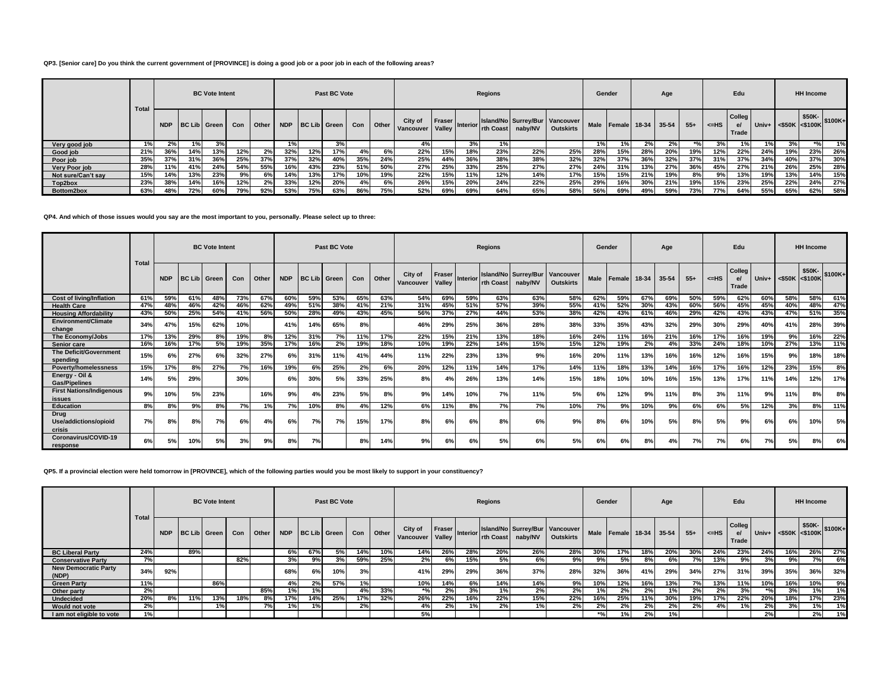**QP3. [Senior care] Do you think the current government of [PROVINCE] is doing a good job or a poor job in each of the following areas?**

| | Total | BC Vote Intent | | | | | Past BC Vote | | | | | Regions | | | | | | Gender | | Age | | | Edu | | | HH Income | | |
|---|---|---|---|---|---|---|---|---|---|---|---|---|---|---|---|---|---|---|---|---|---|---|---|---|---|---|---|---|
| | | NDP | BC Lib | Green | Con | Other | NDP | BC Lib | Green | Con | Other | City of Vancouver | Fraser Valley | Interior | Island/North Coast | Surrey/Burnaby/NV | Vancouver Outskirts | Male | Female | 18-34 | 35-54 | 55+ | <=HS | College/Trade | Univ+ | <$50K | $50K-<$100K | $100K+ |
| Very good job | 1% | 2% | 1% | 3% | | | 1% | | 3% | | | 4% | | 3% | 1% | | | 1% | 1% | 2% | 2% | *% | 3% | 1% | 1% | 3% | *% | 1% |
| Good job | 21% | 36% | 14% | 13% | 12% | 2% | 32% | 12% | 17% | 4% | 6% | 22% | 15% | 18% | 23% | 22% | 25% | 28% | 15% | 28% | 20% | 19% | 12% | 22% | 24% | 19% | 23% | 26% |
| Poor job | 35% | 37% | 31% | 36% | 25% | 37% | 37% | 32% | 40% | 35% | 24% | 25% | 44% | 36% | 38% | 38% | 32% | 32% | 37% | 36% | 32% | 37% | 31% | 37% | 34% | 40% | 37% | 30% |
| Very Poor job | 28% | 11% | 41% | 24% | 54% | 55% | 16% | 43% | 23% | 51% | 50% | 27% | 25% | 33% | 25% | 27% | 27% | 24% | 31% | 13% | 27% | 36% | 45% | 27% | 21% | 26% | 25% | 28% |
| Not sure/Can't say | 15% | 14% | 13% | 23% | 9% | 6% | 14% | 13% | 17% | 10% | 19% | 22% | 15% | 11% | 12% | 14% | 17% | 15% | 15% | 21% | 19% | 8% | 9% | 13% | 19% | 13% | 14% | 15% |
| Top2box | 23% | 38% | 14% | 16% | 12% | 2% | 33% | 12% | 20% | 4% | 6% | 26% | 15% | 20% | 24% | 22% | 25% | 29% | 16% | 30% | 21% | 19% | 15% | 23% | 25% | 22% | 24% | 27% |
| Bottom2box | 63% | 48% | 72% | 60% | 79% | 92% | 53% | 75% | 63% | 86% | 75% | 52% | 69% | 69% | 64% | 65% | 58% | 56% | 69% | 49% | 59% | 73% | 77% | 64% | 55% | 65% | 62% | 58% |

**QP4. And which of those issues would you say are the most important to you, personally. Please select up to three:**

| | Total | BC Vote Intent | | | | | Past BC Vote | | | | | Regions | | | | | | Gender | | Age | | | Edu | | | HH Income | | |
|---|---|---|---|---|---|---|---|---|---|---|---|---|---|---|---|---|---|---|---|---|---|---|---|---|---|---|---|---|
| | | NDP | BC Lib | Green | Con | Other | NDP | BC Lib | Green | Con | Other | City of Vancouver | Fraser Valley | Interior | Island/North Coast | Surrey/Burnaby/NV | Vancouver Outskirts | Male | Female | 18-34 | 35-54 | 55+ | <=HS | College/Trade | Univ+ | <$50K | $50K-<$100K | $100K+ |
| Cost of living/Inflation | 61% | 59% | 61% | 48% | 73% | 67% | 60% | 59% | 53% | 65% | 63% | 54% | 69% | 59% | 63% | 63% | 58% | 62% | 59% | 67% | 69% | 50% | 59% | 62% | 60% | 58% | 58% | 61% |
| Health Care | 47% | 48% | 46% | 42% | 46% | 62% | 49% | 51% | 38% | 41% | 21% | 31% | 45% | 51% | 57% | 39% | 55% | 41% | 52% | 30% | 43% | 60% | 56% | 45% | 45% | 40% | 48% | 47% |
| Housing Affordability | 43% | 50% | 25% | 54% | 41% | 56% | 50% | 28% | 49% | 43% | 45% | 56% | 37% | 27% | 44% | 53% | 38% | 42% | 43% | 61% | 46% | 29% | 42% | 43% | 43% | 47% | 51% | 35% |
| Environment/Climate change | 34% | 47% | 15% | 62% | 10% | | 41% | 14% | 65% | 8% | | 46% | 29% | 25% | 36% | 28% | 38% | 33% | 35% | 43% | 32% | 29% | 30% | 29% | 40% | 41% | 28% | 39% |
| The Economy/Jobs | 17% | 13% | 29% | 8% | 19% | 8% | 12% | 31% | 7% | 11% | 17% | 22% | 15% | 21% | 13% | 18% | 16% | 24% | 11% | 16% | 21% | 16% | 17% | 16% | 19% | 9% | 16% | 22% |
| Senior care | 16% | 16% | 17% | 5% | 19% | 35% | 17% | 16% | 2% | 19% | 18% | 10% | 19% | 22% | 14% | 15% | 15% | 12% | 19% | 2% | 4% | 33% | 24% | 18% | 10% | 27% | 13% | 11% |
| The Deficit/Government spending | 15% | 6% | 27% | 6% | 32% | 27% | 6% | 31% | 11% | 41% | 44% | 11% | 22% | 23% | 13% | 9% | 16% | 20% | 11% | 13% | 16% | 16% | 12% | 16% | 15% | 9% | 18% | 18% |
| Poverty/homelessness | 15% | 17% | 8% | 27% | 7% | 16% | 19% | 6% | 25% | 2% | 6% | 20% | 12% | 11% | 14% | 17% | 14% | 11% | 18% | 13% | 14% | 16% | 17% | 16% | 12% | 23% | 15% | 8% |
| Energy - Oil & Gas/Pipelines | 14% | 5% | 29% | | 30% | | 6% | 30% | 5% | 33% | 25% | 8% | 4% | 26% | 13% | 14% | 15% | 18% | 10% | 10% | 16% | 15% | 13% | 17% | 11% | 14% | 12% | 17% |
| First Nations/Indigenous issues | 9% | 10% | 5% | 23% | | 16% | 9% | 4% | 23% | 5% | 8% | 9% | 14% | 10% | 7% | 11% | 5% | 6% | 12% | 9% | 11% | 8% | 3% | 11% | 9% | 11% | 8% | 8% |
| Education | 8% | 8% | 9% | 8% | 7% | 1% | 7% | 10% | 8% | 4% | 12% | 6% | 11% | 8% | 7% | 7% | 10% | 7% | 9% | 10% | 9% | 6% | 6% | 5% | 12% | 3% | 8% | 11% |
| Drug Use/addictions/opioid crisis | 7% | 8% | 8% | 7% | 6% | 4% | 6% | 7% | 7% | 15% | 17% | 8% | 6% | 6% | 8% | 6% | 9% | 8% | 6% | 10% | 5% | 8% | 5% | 9% | 6% | 6% | 10% | 5% |
| Coronavirus/COVID-19 response | 6% | 5% | 10% | 5% | 3% | 9% | 8% | 7% | | 8% | 14% | 9% | 6% | 6% | 5% | 6% | 5% | 6% | 6% | 8% | 4% | 7% | 7% | 6% | 7% | 5% | 8% | 6% |

**QP5. If a provincial election were held tomorrow in [PROVINCE], which of the following parties would you be most likely to support in your constituency?**

| | Total | BC Vote Intent | | | | | Past BC Vote | | | | | Regions | | | | | | Gender | | Age | | | Edu | | | HH Income | | |
|---|---|---|---|---|---|---|---|---|---|---|---|---|---|---|---|---|---|---|---|---|---|---|---|---|---|---|---|---|
| | | NDP | BC Lib | Green | Con | Other | NDP | BC Lib | Green | Con | Other | City of Vancouver | Fraser Valley | Interior | Island/North Coast | Surrey/Burnaby/NV | Vancouver Outskirts | Male | Female | 18-34 | 35-54 | 55+ | <=HS | College/Trade | Univ+ | <$50K | $50K-<$100K | $100K+ |
| BC Liberal Party | 24% | | 89% | | | | 6% | 67% | 5% | 14% | 10% | 14% | 26% | 28% | 20% | 26% | 28% | 30% | 17% | 18% | 20% | 30% | 24% | 23% | 24% | 16% | 26% | 27% |
| Conservative Party | 7% | | | | 82% | | 3% | 9% | 3% | 59% | 25% | 2% | 6% | 15% | 5% | 6% | 9% | 9% | 5% | 8% | 6% | 7% | 13% | 9% | 3% | 9% | 7% | 6% |
| New Democratic Party (NDP) | 34% | 92% | | | | | 68% | 6% | 10% | 3% | | 41% | 29% | 29% | 36% | 37% | 28% | 32% | 36% | 41% | 29% | 34% | 27% | 31% | 39% | 35% | 36% | 32% |
| Green Party | 11% | | | 86% | | | 4% | 2% | 57% | 1% | | 10% | 14% | 6% | 14% | 14% | 9% | 10% | 12% | 16% | 13% | 7% | 13% | 11% | 10% | 16% | 10% | 9% |
| Other party | 2% | | | | | 85% | 1% | 1% | | 4% | 33% | *% | 2% | 3% | 1% | 2% | 2% | 1% | 2% | 2% | 1% | 2% | 2% | 3% | *% | 3% | 1% | 1% |
| Undecided | 20% | 8% | 11% | 13% | 18% | 8% | 17% | 14% | 25% | 17% | 32% | 26% | 22% | 16% | 22% | 15% | 22% | 16% | 25% | 11% | 30% | 19% | 17% | 22% | 20% | 18% | 17% | 23% |
| Would not vote | 2% | | | 1% | | 7% | 1% | 1% | | 2% | | 4% | 2% | 1% | 2% | 1% | 2% | 2% | 2% | 2% | 2% | 2% | 4% | 1% | 2% | 3% | 1% | 1% |
| I am not eligible to vote | 1% | | | | | | | | | | | 5% | | | | | | *% | 1% | 2% | 1% | | | | 2% | | 2% | 1% |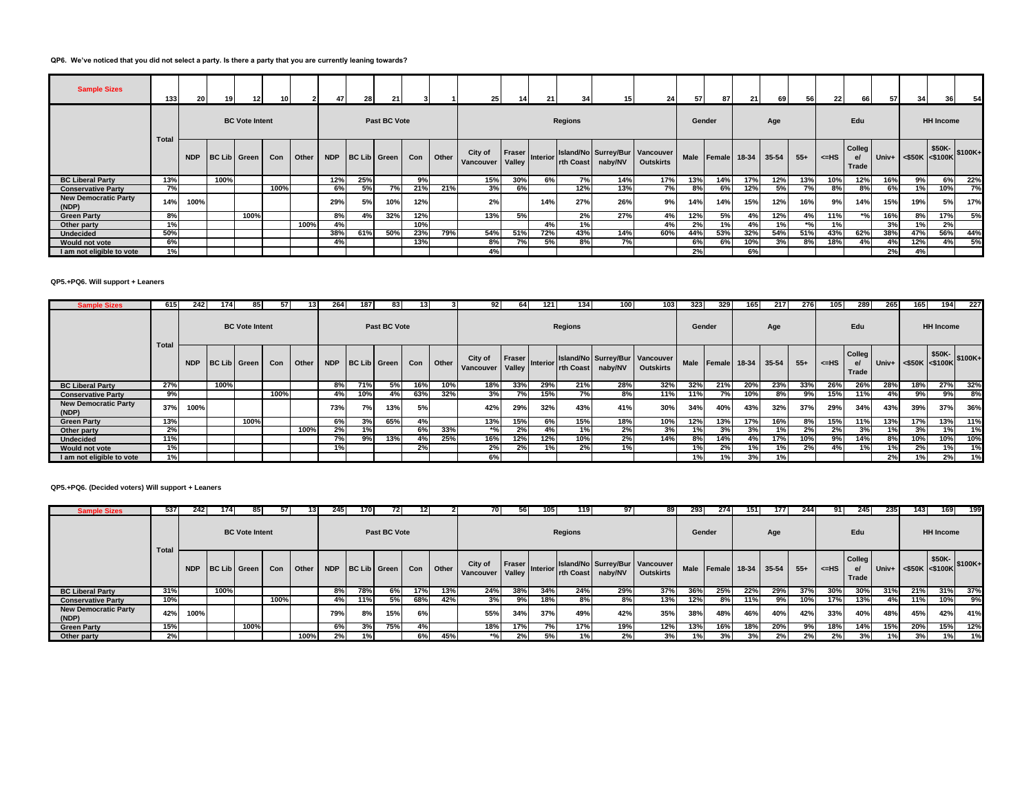**QP6. We've noticed that you did not select a party. Is there a party that you are currently leaning towards?**

| | Total | BC Vote Intent | | | | | Past BC Vote | | | | | Regions | | | | | | Gender | | Age | | | Edu | | | HH Income | | |
|---|---|---|---|---|---|---|---|---|---|---|---|---|---|---|---|---|---|---|---|---|---|---|---|---|---|---|---|---|
| | | NDP | BC Lib | Green | Con | Other | NDP | BC Lib | Green | Con | Other | City of Vancouver | Fraser Valley | Interior | Island/North Coast | Surrey/Burnaby/NV | Vancouver Outskirts | Male | Female | 18-34 | 35-54 | 55+ | <=HS | College/Trade | Univ+ | <$50K | $50K-<$100K | $100K+ |
| **Sample Sizes** | 133 | 20 | 19 | 12 | 10 | 2 | 47 | 28 | 21 | 3 | 1 | 25 | 14 | 21 | 34 | 15 | 24 | 57 | 87 | 21 | 69 | 56 | 22 | 66 | 57 | 34 | 36 | 54 |
| **BC Liberal Party** | 13% | | 100% | | | | 12% | 25% | | 9% | | 15% | 30% | 6% | 7% | 14% | 17% | 13% | 14% | 17% | 12% | 13% | 10% | 12% | 16% | 9% | 6% | 22% |
| **Conservative Party** | 7% | | | | 100% | | 6% | 5% | 7% | 21% | 21% | 3% | 6% | | 12% | 13% | 7% | 8% | 6% | 12% | 5% | 7% | 8% | 8% | 6% | 1% | 10% | 7% |
| **New Democratic Party (NDP)** | 14% | 100% | | | | | 29% | 5% | 10% | 12% | | 2% | | 14% | 27% | 26% | 9% | 14% | 14% | 15% | 12% | 16% | 9% | 14% | 15% | 19% | 5% | 17% |
| **Green Party** | 8% | | | 100% | | | 8% | 4% | 32% | 12% | | 13% | 5% | | 2% | 27% | 4% | 12% | 5% | 4% | 12% | 4% | 11% | *% | 16% | 8% | 17% | 5% |
| **Other party** | 1% | | | | | 100% | 4% | | | 10% | | | | 4% | 1% | | 4% | 2% | 1% | 4% | 1% | *% | 1% | | 3% | 1% | 2% | |
| **Undecided** | 50% | | | | | | 38% | 61% | 50% | 23% | 79% | 54% | 51% | 72% | 43% | 14% | 60% | 44% | 53% | 32% | 54% | 51% | 43% | 62% | 38% | 47% | 56% | 44% |
| **Would not vote** | 6% | | | | | | 4% | | | 13% | | 8% | 7% | 5% | 8% | 7% | | 6% | 6% | 10% | 3% | 8% | 18% | 4% | 4% | 12% | 4% | 5% |
| **I am not eligible to vote** | 1% | | | | | | | | | | | 4% | | | | | | 2% | | 6% | | | | | 2% | 4% | | |

**QP5.+PQ6. Will support + Leaners**

| | Total | BC Vote Intent | | | | | Past BC Vote | | | | | Regions | | | | | | Gender | | Age | | | Edu | | | HH Income | | |
|---|---|---|---|---|---|---|---|---|---|---|---|---|---|---|---|---|---|---|---|---|---|---|---|---|---|---|---|---|
| | | NDP | BC Lib | Green | Con | Other | NDP | BC Lib | Green | Con | Other | City of Vancouver | Fraser Valley | Interior | Island/North Coast | Surrey/Burnaby/NV | Vancouver Outskirts | Male | Female | 18-34 | 35-54 | 55+ | <=HS | College/Trade | Univ+ | <$50K | $50K-<$100K | $100K+ |
| **Sample Sizes** | 615 | 242 | 174 | 85 | 57 | 13 | 264 | 187 | 83 | 13 | 3 | 92 | 64 | 121 | 134 | 100 | 103 | 323 | 329 | 165 | 217 | 276 | 105 | 289 | 265 | 165 | 194 | 227 |
| **BC Liberal Party** | 27% | | 100% | | | | 8% | 71% | 5% | 16% | 10% | 18% | 33% | 29% | 21% | 28% | 32% | 32% | 21% | 20% | 23% | 33% | 26% | 26% | 28% | 18% | 27% | 32% |
| **Conservative Party** | 9% | | | | 100% | | 4% | 10% | 4% | 63% | 32% | 3% | 7% | 15% | 7% | 8% | 11% | 11% | 7% | 10% | 8% | 9% | 15% | 11% | 4% | 9% | 9% | 8% |
| **New Democratic Party (NDP)** | 37% | 100% | | | | | 73% | 7% | 13% | 5% | | 42% | 29% | 32% | 43% | 41% | 30% | 34% | 40% | 43% | 32% | 37% | 29% | 34% | 43% | 39% | 37% | 36% |
| **Green Party** | 13% | | | 100% | | | 6% | 3% | 65% | 4% | | 13% | 15% | 6% | 15% | 18% | 10% | 12% | 13% | 17% | 16% | 8% | 15% | 11% | 13% | 17% | 13% | 11% |
| **Other party** | 2% | | | | | 100% | 2% | 1% | | 6% | 33% | *% | 2% | 4% | 1% | 2% | 3% | 1% | 3% | 3% | 1% | 2% | 2% | 3% | 1% | 3% | 1% | 1% |
| **Undecided** | 11% | | | | | | 7% | 9% | 13% | 4% | 25% | 16% | 12% | 12% | 10% | 2% | 14% | 8% | 14% | 4% | 17% | 10% | 9% | 14% | 8% | 10% | 10% | 10% |
| **Would not vote** | 1% | | | | | | 1% | | | 2% | | 2% | 2% | 1% | 2% | 1% | | 1% | 2% | 1% | 1% | 2% | 4% | 1% | 1% | 2% | 1% | 1% |
| **I am not eligible to vote** | 1% | | | | | | | | | | | 6% | | | | | | 1% | 1% | 3% | 1% | | | | 2% | 1% | 2% | 1% |

**QP5.+PQ6. (Decided voters) Will support + Leaners**

| | Total | BC Vote Intent | | | | | Past BC Vote | | | | | Regions | | | | | | Gender | | Age | | | Edu | | | HH Income | | |
|---|---|---|---|---|---|---|---|---|---|---|---|---|---|---|---|---|---|---|---|---|---|---|---|---|---|---|---|---|
| | | NDP | BC Lib | Green | Con | Other | NDP | BC Lib | Green | Con | Other | City of Vancouver | Fraser Valley | Interior | Island/North Coast | Surrey/Burnaby/NV | Vancouver Outskirts | Male | Female | 18-34 | 35-54 | 55+ | <=HS | College/Trade | Univ+ | <$50K | $50K-<$100K | $100K+ |
| **Sample Sizes** | 537 | 242 | 174 | 85 | 57 | 13 | 245 | 170 | 72 | 12 | 2 | 70 | 56 | 105 | 119 | 97 | 89 | 293 | 274 | 151 | 177 | 244 | 91 | 245 | 235 | 143 | 169 | 199 |
| **BC Liberal Party** | 31% | | 100% | | | | 8% | 78% | 6% | 17% | 13% | 24% | 38% | 34% | 24% | 29% | 37% | 36% | 25% | 22% | 29% | 37% | 30% | 30% | 31% | 21% | 31% | 37% |
| **Conservative Party** | 10% | | | | 100% | | 4% | 11% | 5% | 68% | 42% | 3% | 9% | 18% | 8% | 8% | 13% | 12% | 8% | 11% | 9% | 10% | 17% | 13% | 4% | 11% | 10% | 9% |
| **New Democratic Party (NDP)** | 42% | 100% | | | | | 79% | 8% | 15% | 6% | | 55% | 34% | 37% | 49% | 42% | 35% | 38% | 48% | 46% | 40% | 42% | 33% | 40% | 48% | 45% | 42% | 41% |
| **Green Party** | 15% | | | 100% | | | 6% | 3% | 75% | 4% | | 18% | 17% | 7% | 17% | 19% | 12% | 13% | 16% | 18% | 20% | 9% | 18% | 14% | 15% | 20% | 15% | 12% |
| **Other party** | 2% | | | | | 100% | 2% | 1% | | 6% | 45% | *% | 2% | 5% | 1% | 2% | 3% | 1% | 3% | 3% | 2% | 2% | 2% | 3% | 1% | 3% | 1% | 1% |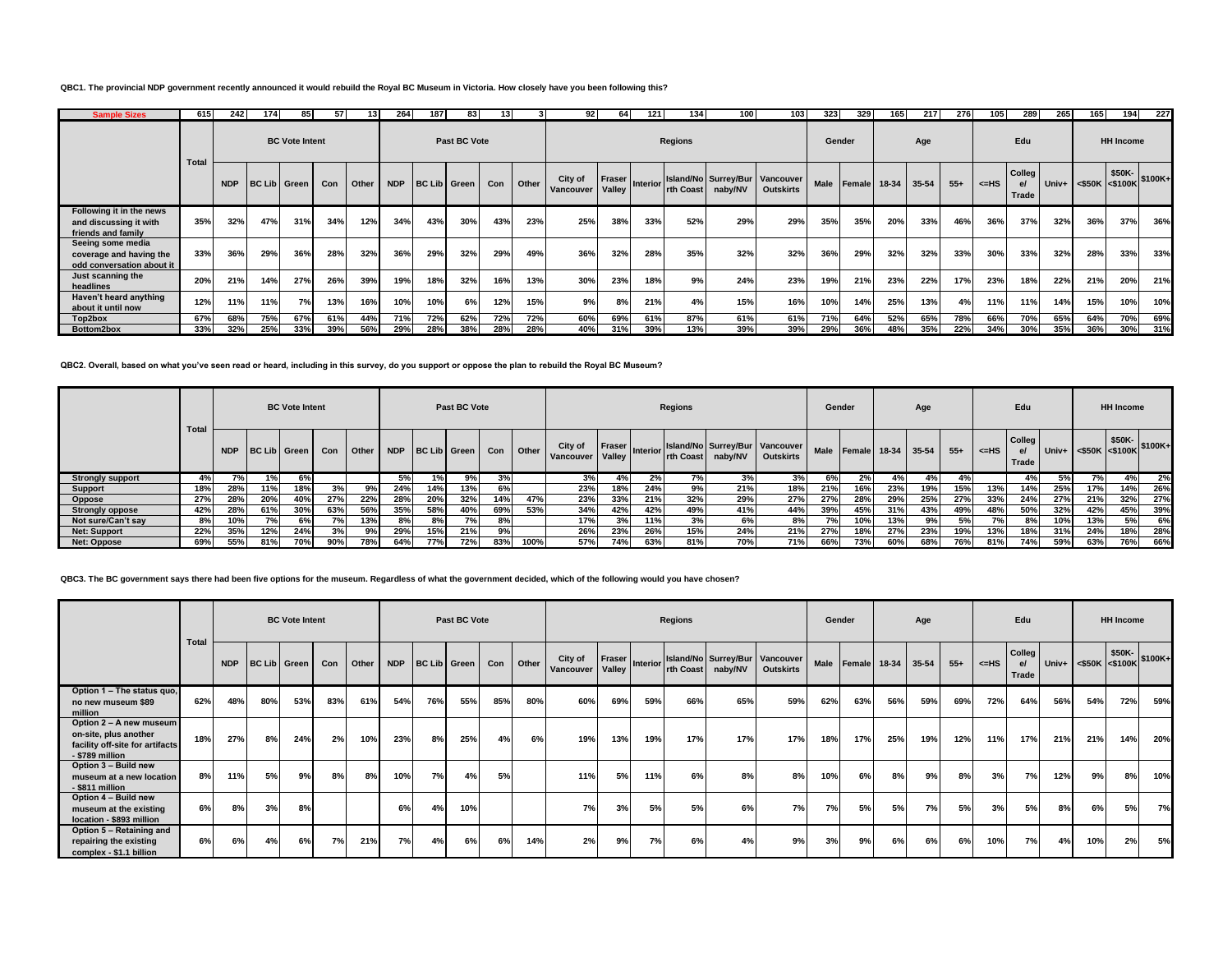**QBC1. The provincial NDP government recently announced it would rebuild the Royal BC Museum in Victoria. How closely have you been following this?**

| | Total | BC Vote Intent | | | | | Past BC Vote | | | | | Regions | | | | | | Gender | | Age | | | Edu | | | HH Income | | |
|---|---|---|---|---|---|---|---|---|---|---|---|---|---|---|---|---|---|---|---|---|---|---|---|---|---|---|---|---|
| | | NDP | BC Lib | Green | Con | Other | NDP | BC Lib | Green | Con | Other | City of Vancouver | Fraser Valley | Interior | Island/North Coast | Surrey/Burnaby/NV | Vancouver Outskirts | Male | Female | 18-34 | 35-54 | 55+ | <=HS | College/Trade | Univ+ | <$50K | $50K-<$100K | $100K+ |
| Sample Sizes | 615 | 242 | 174 | 85 | 57 | 13 | 264 | 187 | 83 | 13 | 3 | 92 | 64 | 121 | 134 | 100 | 103 | 323 | 329 | 165 | 217 | 276 | 105 | 289 | 265 | 165 | 194 | 227 |
| Following it in the news and discussing it with friends and family | 35% | 32% | 47% | 31% | 34% | 12% | 34% | 43% | 30% | 43% | 23% | 25% | 38% | 33% | 52% | 29% | 29% | 35% | 35% | 20% | 33% | 46% | 36% | 37% | 32% | 36% | 37% | 36% |
| Seeing some media coverage and having the odd conversation about it | 33% | 36% | 29% | 36% | 28% | 32% | 36% | 29% | 32% | 29% | 49% | 36% | 32% | 28% | 35% | 32% | 32% | 36% | 29% | 32% | 32% | 33% | 30% | 33% | 32% | 28% | 33% | 33% |
| Just scanning the headlines | 20% | 21% | 14% | 27% | 26% | 39% | 19% | 18% | 32% | 16% | 13% | 30% | 23% | 18% | 9% | 24% | 23% | 19% | 21% | 23% | 22% | 17% | 23% | 18% | 22% | 21% | 20% | 21% |
| Haven't heard anything about it until now | 12% | 11% | 11% | 7% | 13% | 16% | 10% | 10% | 6% | 12% | 15% | 9% | 8% | 21% | 4% | 15% | 16% | 10% | 14% | 25% | 13% | 4% | 11% | 11% | 14% | 15% | 10% | 10% |
| Top2box | 67% | 68% | 75% | 67% | 61% | 44% | 71% | 72% | 62% | 72% | 72% | 60% | 69% | 61% | 87% | 61% | 61% | 71% | 64% | 52% | 65% | 78% | 66% | 70% | 65% | 64% | 70% | 69% |
| Bottom2box | 33% | 32% | 25% | 33% | 39% | 56% | 29% | 28% | 38% | 28% | 28% | 40% | 31% | 39% | 13% | 39% | 39% | 29% | 36% | 48% | 35% | 22% | 34% | 30% | 35% | 36% | 30% | 31% |

**QBC2. Overall, based on what you've seen read or heard, including in this survey, do you support or oppose the plan to rebuild the Royal BC Museum?**

| | Total | BC Vote Intent | | | | | Past BC Vote | | | | | Regions | | | | | | Gender | | Age | | | Edu | | | HH Income | | |
|---|---|---|---|---|---|---|---|---|---|---|---|---|---|---|---|---|---|---|---|---|---|---|---|---|---|---|---|---|
| | | NDP | BC Lib | Green | Con | Other | NDP | BC Lib | Green | Con | Other | City of Vancouver | Fraser Valley | Interior | Island/North Coast | Surrey/Burnaby/NV | Vancouver Outskirts | Male | Female | 18-34 | 35-54 | 55+ | <=HS | College/Trade | Univ+ | <$50K | $50K-<$100K | $100K+ |
| Strongly support | 4% | 7% | 1% | 6% | | | 5% | 1% | 9% | 3% | | 3% | 4% | 2% | 7% | 3% | 3% | 6% | 2% | 4% | 4% | 4% | | 4% | 5% | 7% | 4% | 2% |
| Support | 18% | 28% | 11% | 18% | 3% | 9% | 24% | 14% | 13% | 6% | | 23% | 18% | 24% | 9% | 21% | 18% | 21% | 16% | 23% | 19% | 15% | 13% | 14% | 25% | 17% | 14% | 26% |
| Oppose | 27% | 28% | 20% | 40% | 27% | 22% | 28% | 20% | 32% | 14% | 47% | 23% | 33% | 21% | 32% | 29% | 27% | 27% | 28% | 29% | 25% | 27% | 33% | 24% | 27% | 21% | 32% | 27% |
| Strongly oppose | 42% | 28% | 61% | 30% | 63% | 56% | 35% | 58% | 40% | 69% | 53% | 34% | 42% | 42% | 49% | 41% | 44% | 39% | 45% | 31% | 43% | 49% | 48% | 50% | 32% | 42% | 45% | 39% |
| Not sure/Can't say | 8% | 10% | 7% | 6% | 7% | 13% | 8% | 8% | 7% | 8% | | 17% | 3% | 11% | 3% | 6% | 8% | 7% | 10% | 13% | 9% | 5% | 7% | 8% | 10% | 13% | 5% | 6% |
| Net: Support | 22% | 35% | 12% | 24% | 3% | 9% | 29% | 15% | 21% | 9% | | 26% | 23% | 26% | 15% | 24% | 21% | 27% | 18% | 27% | 23% | 19% | 13% | 18% | 31% | 24% | 18% | 28% |
| Net: Oppose | 69% | 55% | 81% | 70% | 90% | 78% | 64% | 77% | 72% | 83% | 100% | 57% | 74% | 63% | 81% | 70% | 71% | 66% | 73% | 60% | 68% | 76% | 81% | 74% | 59% | 63% | 76% | 66% |

**QBC3. The BC government says there had been five options for the museum. Regardless of what the government decided, which of the following would you have chosen?**

| | Total | BC Vote Intent | | | | | Past BC Vote | | | | | Regions | | | | | | Gender | | Age | | | Edu | | | HH Income | | |
|---|---|---|---|---|---|---|---|---|---|---|---|---|---|---|---|---|---|---|---|---|---|---|---|---|---|---|---|---|
| | | NDP | BC Lib | Green | Con | Other | NDP | BC Lib | Green | Con | Other | City of Vancouver | Fraser Valley | Interior | Island/North Coast | Surrey/Burnaby/NV | Vancouver Outskirts | Male | Female | 18-34 | 35-54 | 55+ | <=HS | College/Trade | Univ+ | <$50K | $50K-<$100K | $100K+ |
| Option 1 – The status quo, no new museum $89 million | 62% | 48% | 80% | 53% | 83% | 61% | 54% | 76% | 55% | 85% | 80% | 60% | 69% | 59% | 66% | 65% | 59% | 62% | 63% | 56% | 59% | 69% | 72% | 64% | 56% | 54% | 72% | 59% |
| Option 2 – A new museum on-site, plus another facility off-site for artifacts - $789 million | 18% | 27% | 8% | 24% | 2% | 10% | 23% | 8% | 25% | 4% | 6% | 19% | 13% | 19% | 17% | 17% | 17% | 18% | 17% | 25% | 19% | 12% | 11% | 17% | 21% | 21% | 14% | 20% |
| Option 3 – Build new museum at a new location - $811 million | 8% | 11% | 5% | 9% | 8% | 8% | 10% | 7% | 4% | 5% | | 11% | 5% | 11% | 6% | 8% | 8% | 10% | 6% | 8% | 9% | 8% | 3% | 7% | 12% | 9% | 8% | 10% |
| Option 4 – Build new museum at the existing location - $893 million | 6% | 8% | 3% | 8% | | | 6% | 4% | 10% | | | 7% | 3% | 5% | 5% | 6% | 7% | 7% | 5% | 5% | 7% | 5% | 3% | 5% | 8% | 6% | 5% | 7% |
| Option 5 – Retaining and repairing the existing complex - $1.1 billion | 6% | 6% | 4% | 6% | 7% | 21% | 7% | 4% | 6% | 6% | 14% | 2% | 9% | 7% | 6% | 4% | 9% | 3% | 9% | 6% | 6% | 6% | 10% | 7% | 4% | 10% | 2% | 5% |